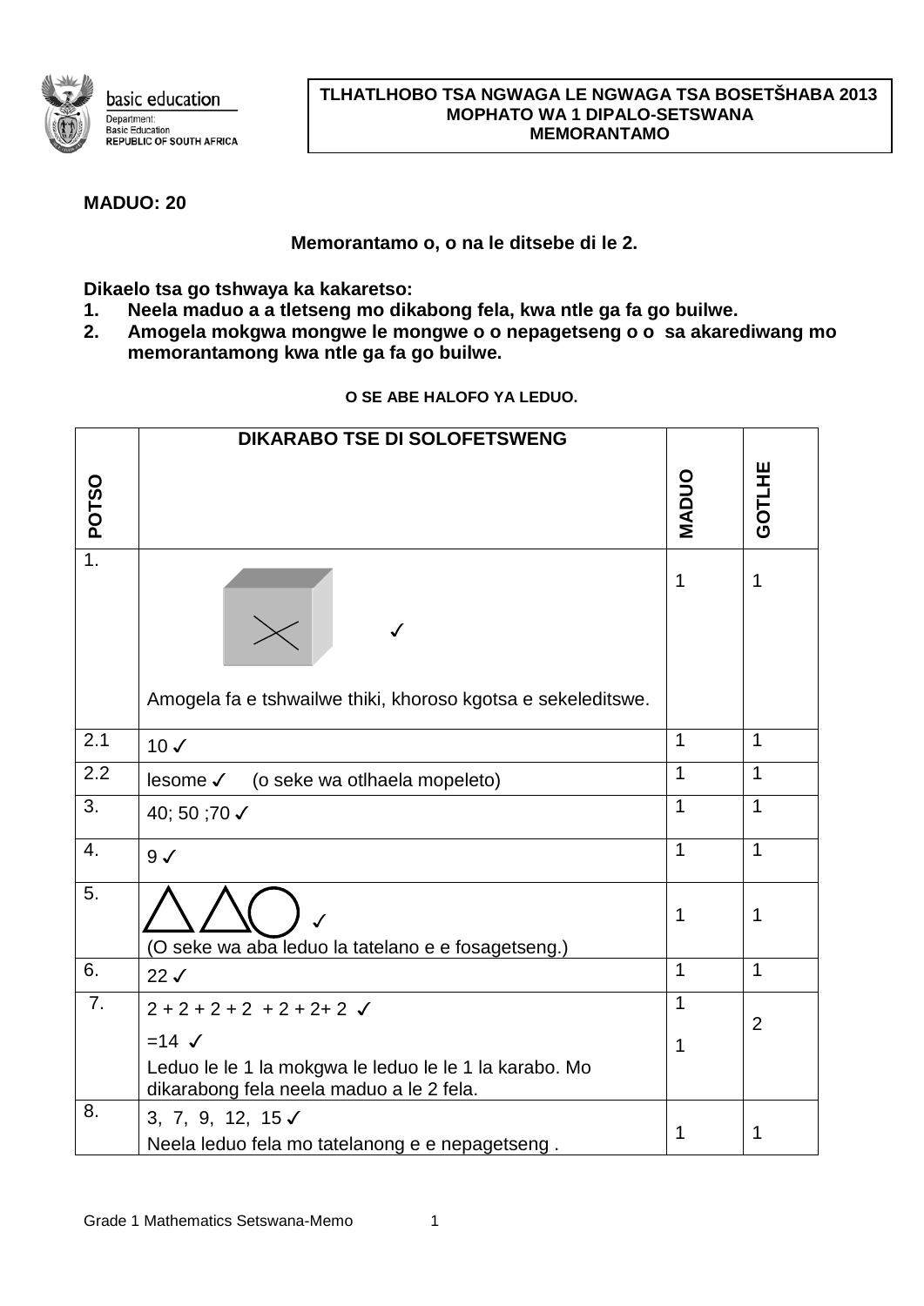basic education

Department:
Basic Education
REPUBLIC OF SOUTH AFRICA

**TLHATLHOBO TSA NGWAGA LE NGWAGA TSA BOSETŠHABA 2013**
**MOPHATO WA 1 DIPALO-SETSWANA**
**MEMORANTAMO**

**MADUO: 20**

**Memorantamo o, o na le ditsebe di le 2.**

**Dikaelo tsa go tshwaya ka kakaretso:**

1. **Neela maduo a a tletseng mo dikabong fela, kwa ntle ga fa go builwe.**
2. **Amogela mokgwa mongwe le mongwe o o nepagetseng o o sa akarediwang mo memorantamong kwa ntle ga fa go builwe.**

**O SE ABE HALOFO YA LEDUO.**

| POTSO | DIKARABO TSE DI SOLOFETSWENG | MADUO | GOTLHE |
|---|---|---|---|
| 1. | ✓<br>Amogela fa e tshwailwe thiki, khoroso kgotsa e sekeleditswe. | 1 | 1 |
| 2.1 | 10 ✓ | 1 | 1 |
| 2.2 | lesome ✓ (o seke wa otlhaela mopeleto) | 1 | 1 |
| 3. | 40; 50 ;70 ✓ | 1 | 1 |
| 4. | 9 ✓ | 1 | 1 |
| 5. | △ △ ○ ✓<br>(O seke wa aba leduo la tatelano e e fosagetseng.) | 1 | 1 |
| 6. | 22 ✓ | 1 | 1 |
| 7. | 2 + 2 + 2 + 2 + 2 + 2+ 2 ✓<br>=14 ✓<br>Leduo le le 1 la mokgwa le leduo le le 1 la karabo. Mo dikarabong fela neela maduo a le 2 fela. | 1<br>1 | 2 |
| 8. | 3, 7, 9, 12, 15 ✓<br>Neela leduo fela mo tatelanong e e nepagetseng . | 1 | 1 |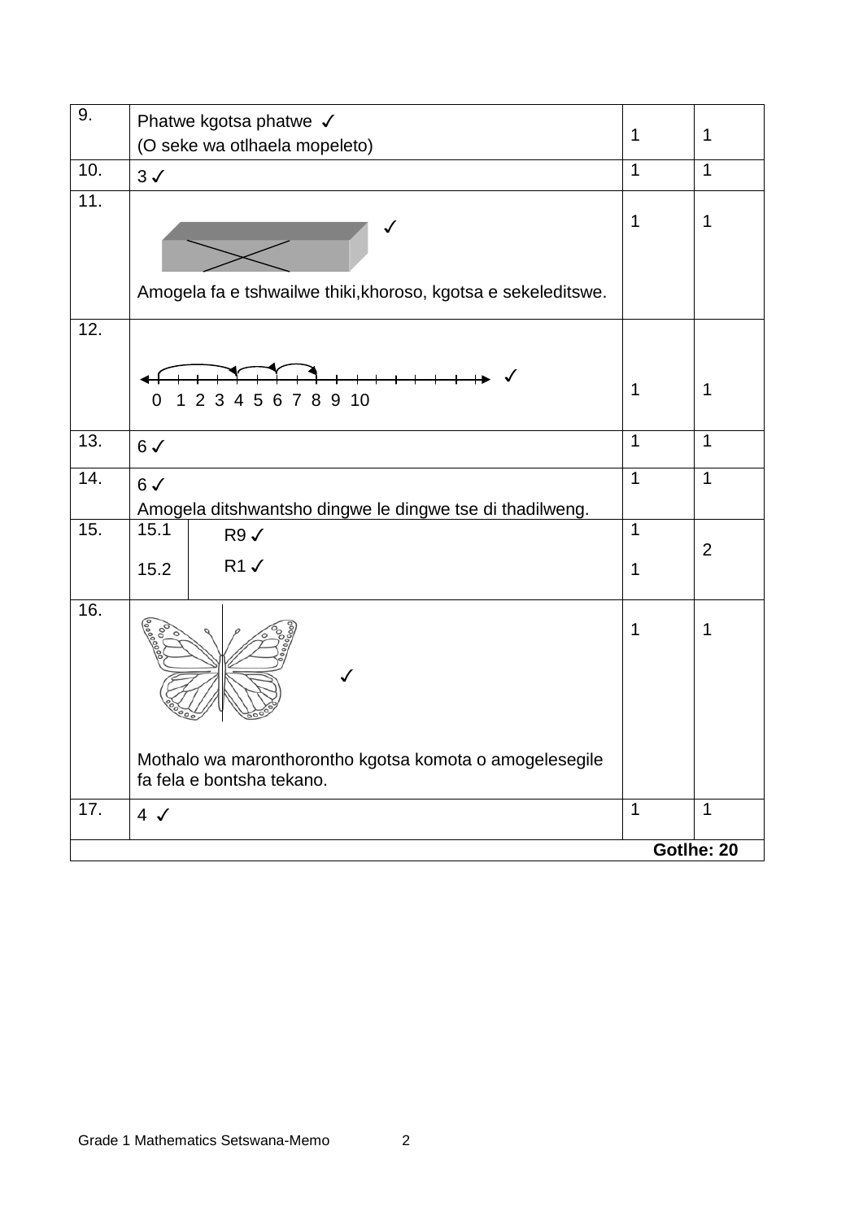| | | | |
|---|---|---|---|
| 9. | Phatwe kgotsa phatwe ✓<br>(O seke wa otlhaela mopeleto) | 1 | 1 |
| 10. | 3 ✓ | 1 | 1 |
| 11. | ✓<br>Amogela fa e tshwailwe thiki,khoroso, kgotsa e sekeleditswe. | 1 | 1 |
| 12. | ✓<br>0 1 2 3 4 5 6 7 8 9 10 | 1 | 1 |
| 13. | 6 ✓ | 1 | 1 |
| 14. | 6 ✓<br>Amogela ditshwantsho dingwe le dingwe tse di thadilweng. | 1 | 1 |
| 15. | 15.1 R9 ✓<br>15.2 R1 ✓ | 1<br>1 | 2 |
| 16. | ✓<br>Mothalo wa maronthorontho kgotsa komota o amogelesegile fa fela e bontsha tekano. | 1 | 1 |
| 17. | 4 ✓ | 1 | 1 |
| | | | **Gotlhe: 20** |